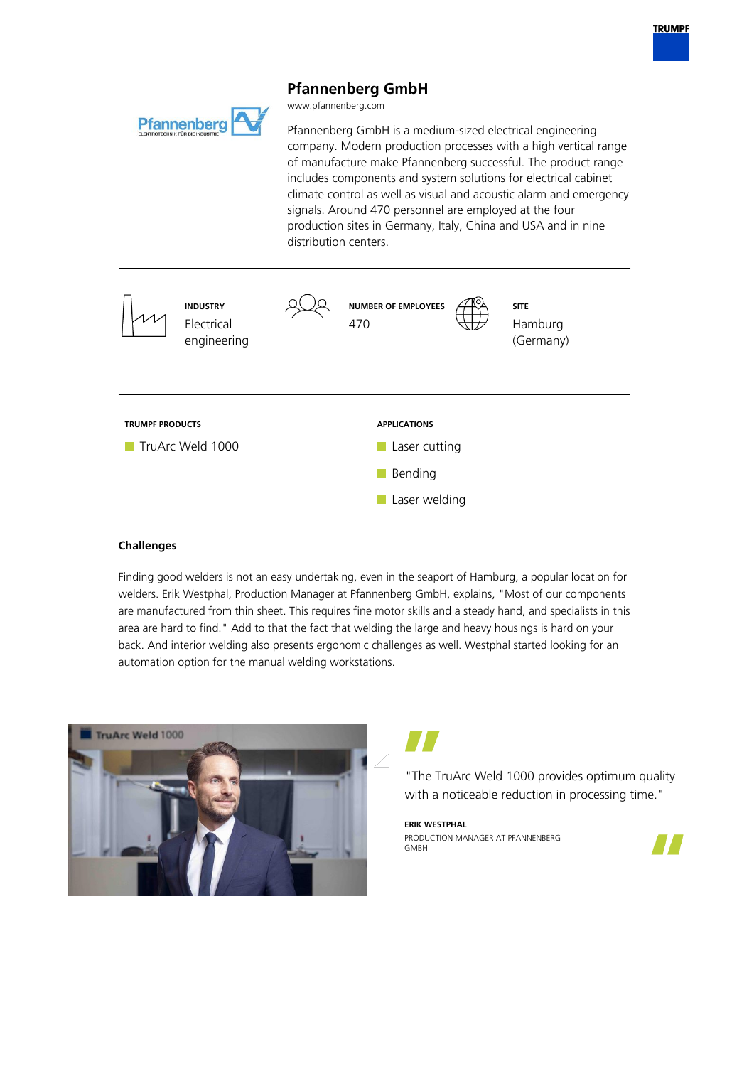# Pfannenberg GmbH

www.pfannenberg.com

Pfannenberg GmbH is a medium-sized electrical engineering company. Modern production processes with a high vertical range of manufacture make Pfannenberg successful. The product range includes components and system solutions for electrical cabinet climate control as well as visual and acoustic alarm and emergency signals. Around 470 personnel are employed at the four production sites in Germany, Italy, China and USA and in nine distribution centers.

**INDUSTRY**
Electrical engineering

**NUMBER OF EMPLOYEES**
470

**SITE**
Hamburg (Germany)

**TRUMPF PRODUCTS**

- TruArc Weld 1000

**APPLICATIONS**

- Laser cutting
- Bending
- Laser welding

## Challenges

Finding good welders is not an easy undertaking, even in the seaport of Hamburg, a popular location for welders. Erik Westphal, Production Manager at Pfannenberg GmbH, explains, "Most of our components are manufactured from thin sheet. This requires fine motor skills and a steady hand, and specialists in this area are hard to find." Add to that the fact that welding the large and heavy housings is hard on your back. And interior welding also presents ergonomic challenges as well. Westphal started looking for an automation option for the manual welding workstations.

"The TruArc Weld 1000 provides optimum quality with a noticeable reduction in processing time."

**ERIK WESTPHAL**
PRODUCTION MANAGER AT PFANNENBERG GMBH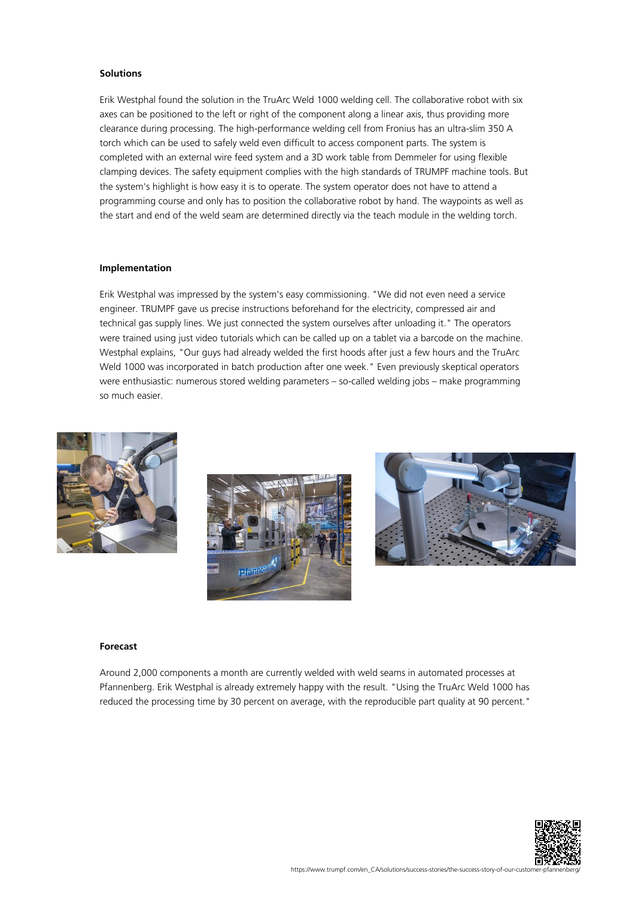## Solutions

Erik Westphal found the solution in the TruArc Weld 1000 welding cell. The collaborative robot with six axes can be positioned to the left or right of the component along a linear axis, thus providing more clearance during processing. The high-performance welding cell from Fronius has an ultra-slim 350 A torch which can be used to safely weld even difficult to access component parts. The system is completed with an external wire feed system and a 3D work table from Demmeler for using flexible clamping devices. The safety equipment complies with the high standards of TRUMPF machine tools. But the system's highlight is how easy it is to operate. The system operator does not have to attend a programming course and only has to position the collaborative robot by hand. The waypoints as well as the start and end of the weld seam are determined directly via the teach module in the welding torch.

## Implementation

Erik Westphal was impressed by the system's easy commissioning. "We did not even need a service engineer. TRUMPF gave us precise instructions beforehand for the electricity, compressed air and technical gas supply lines. We just connected the system ourselves after unloading it." The operators were trained using just video tutorials which can be called up on a tablet via a barcode on the machine. Westphal explains, "Our guys had already welded the first hoods after just a few hours and the TruArc Weld 1000 was incorporated in batch production after one week." Even previously skeptical operators were enthusiastic: numerous stored welding parameters – so-called welding jobs – make programming so much easier.

## Forecast

Around 2,000 components a month are currently welded with weld seams in automated processes at Pfannenberg. Erik Westphal is already extremely happy with the result. "Using the TruArc Weld 1000 has reduced the processing time by 30 percent on average, with the reproducible part quality at 90 percent."

https://www.trumpf.com/en_CA/solutions/success-stories/the-success-story-of-our-customer-pfannenberg/